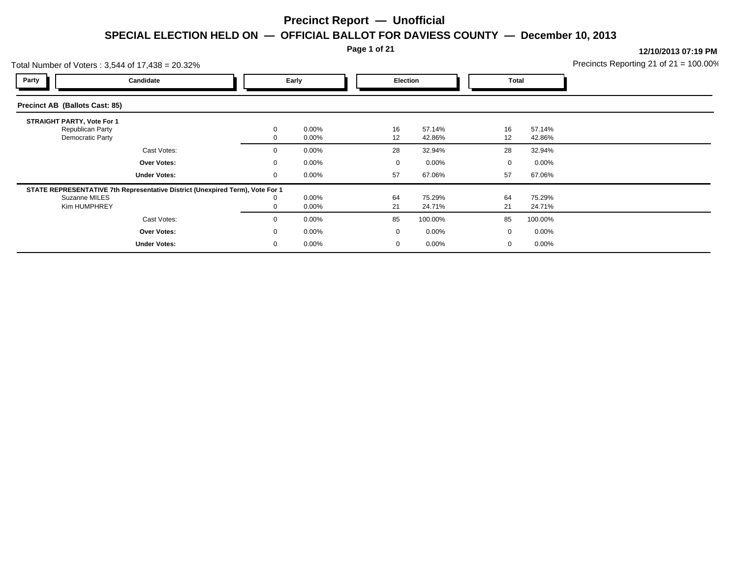# Precinct Report — Unofficial

## SPECIAL ELECTION HELD ON — OFFICIAL BALLOT FOR DAVIESS COUNTY — December 10, 2013

**12/10/2013 07:19 PM**

Total Number of Voters : 3,544 of 17,438 = 20.32%

Precincts Reporting 21 of 21 = 100.00%

| Party | Candidate | Early | | Election | | Total | |
|---|---|---|---|---|---|---|---|

### Precinct AB (Ballots Cast: 85)

**STRAIGHT PARTY, Vote For 1**

| Party | Candidate | Early | | Election | | Total | |
|---|---|---|---|---|---|---|---|
| | Republican Party | 0 | 0.00% | 16 | 57.14% | 16 | 57.14% |
| | Democratic Party | 0 | 0.00% | 12 | 42.86% | 12 | 42.86% |
| | Cast Votes: | 0 | 0.00% | 28 | 32.94% | 28 | 32.94% |
| | **Over Votes:** | 0 | 0.00% | 0 | 0.00% | 0 | 0.00% |
| | **Under Votes:** | 0 | 0.00% | 57 | 67.06% | 57 | 67.06% |

**STATE REPRESENTATIVE 7th Representative District (Unexpired Term), Vote For 1**

| Party | Candidate | Early | | Election | | Total | |
|---|---|---|---|---|---|---|---|
| | Suzanne MILES | 0 | 0.00% | 64 | 75.29% | 64 | 75.29% |
| | Kim HUMPHREY | 0 | 0.00% | 21 | 24.71% | 21 | 24.71% |
| | Cast Votes: | 0 | 0.00% | 85 | 100.00% | 85 | 100.00% |
| | **Over Votes:** | 0 | 0.00% | 0 | 0.00% | 0 | 0.00% |
| | **Under Votes:** | 0 | 0.00% | 0 | 0.00% | 0 | 0.00% |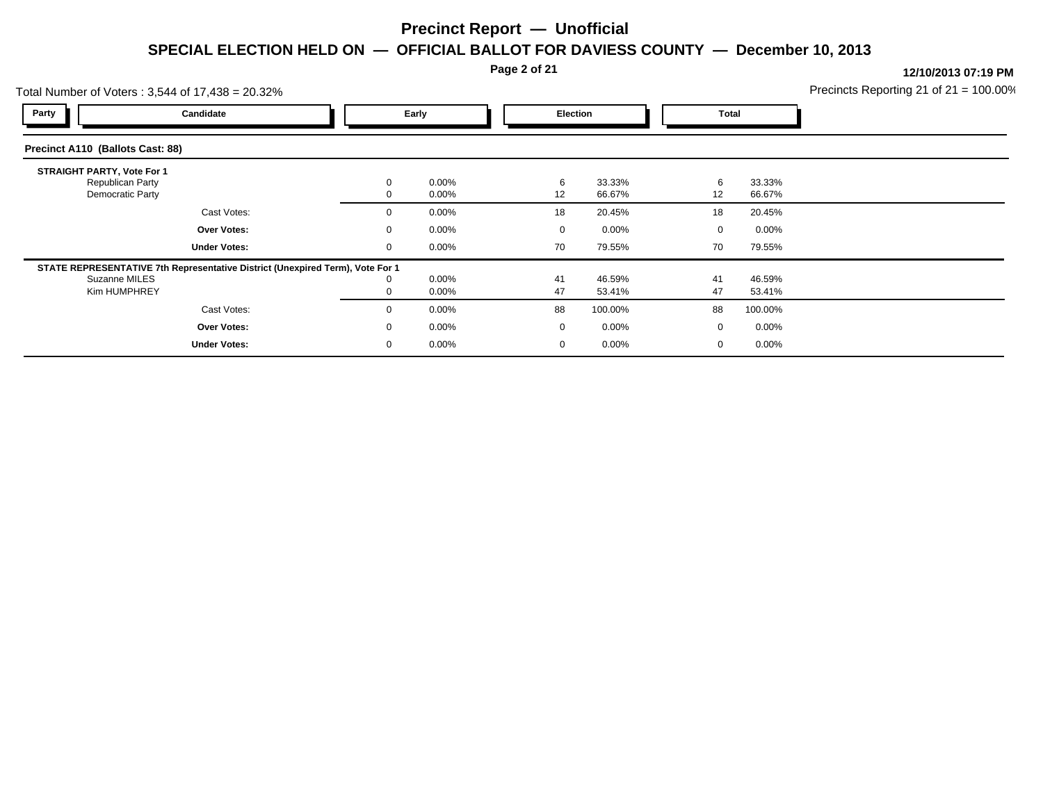# Precinct Report — Unofficial

## SPECIAL ELECTION HELD ON — OFFICIAL BALLOT FOR DAVIESS COUNTY — December 10, 2013

12/10/2013 07:19 PM

Total Number of Voters : 3,544 of 17,438 = 20.32%

Precincts Reporting 21 of 21 = 100.00%

### Precinct A110 (Ballots Cast: 88)

| Party | Candidate | Early | | Election | | Total | |
|---|---|---|---|---|---|---|---|
| | **STRAIGHT PARTY, Vote For 1** | | | | | | |
| | Republican Party | 0 | 0.00% | 6 | 33.33% | 6 | 33.33% |
| | Democratic Party | 0 | 0.00% | 12 | 66.67% | 12 | 66.67% |
| | Cast Votes: | 0 | 0.00% | 18 | 20.45% | 18 | 20.45% |
| | **Over Votes:** | 0 | 0.00% | 0 | 0.00% | 0 | 0.00% |
| | **Under Votes:** | 0 | 0.00% | 70 | 79.55% | 70 | 79.55% |
| | **STATE REPRESENTATIVE 7th Representative District (Unexpired Term), Vote For 1** | | | | | | |
| | Suzanne MILES | 0 | 0.00% | 41 | 46.59% | 41 | 46.59% |
| | Kim HUMPHREY | 0 | 0.00% | 47 | 53.41% | 47 | 53.41% |
| | Cast Votes: | 0 | 0.00% | 88 | 100.00% | 88 | 100.00% |
| | **Over Votes:** | 0 | 0.00% | 0 | 0.00% | 0 | 0.00% |
| | **Under Votes:** | 0 | 0.00% | 0 | 0.00% | 0 | 0.00% |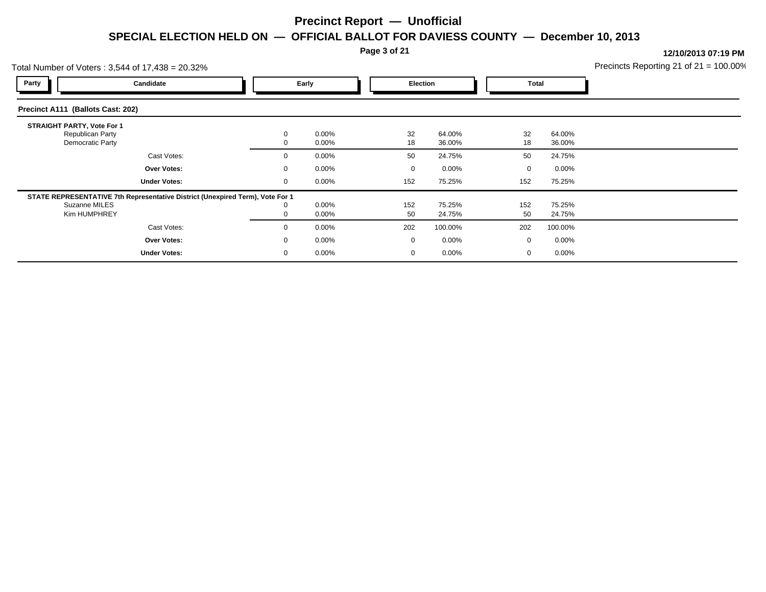# Precinct Report — Unofficial

## SPECIAL ELECTION HELD ON — OFFICIAL BALLOT FOR DAVIESS COUNTY — December 10, 2013

**12/10/2013 07:19 PM**

Total Number of Voters : 3,544 of 17,438 = 20.32%

Precincts Reporting 21 of 21 = 100.00%

| Party | Candidate | Early | | Election | | Total | |
|---|---|---|---|---|---|---|---|
| **Precinct A111 (Ballots Cast: 202)** | | | | | | | |
| **STRAIGHT PARTY, Vote For 1** | | | | | | | |
| | Republican Party | 0 | 0.00% | 32 | 64.00% | 32 | 64.00% |
| | Democratic Party | 0 | 0.00% | 18 | 36.00% | 18 | 36.00% |
| | Cast Votes: | 0 | 0.00% | 50 | 24.75% | 50 | 24.75% |
| | **Over Votes:** | 0 | 0.00% | 0 | 0.00% | 0 | 0.00% |
| | **Under Votes:** | 0 | 0.00% | 152 | 75.25% | 152 | 75.25% |
| **STATE REPRESENTATIVE 7th Representative District (Unexpired Term), Vote For 1** | | | | | | | |
| | Suzanne MILES | 0 | 0.00% | 152 | 75.25% | 152 | 75.25% |
| | Kim HUMPHREY | 0 | 0.00% | 50 | 24.75% | 50 | 24.75% |
| | Cast Votes: | 0 | 0.00% | 202 | 100.00% | 202 | 100.00% |
| | **Over Votes:** | 0 | 0.00% | 0 | 0.00% | 0 | 0.00% |
| | **Under Votes:** | 0 | 0.00% | 0 | 0.00% | 0 | 0.00% |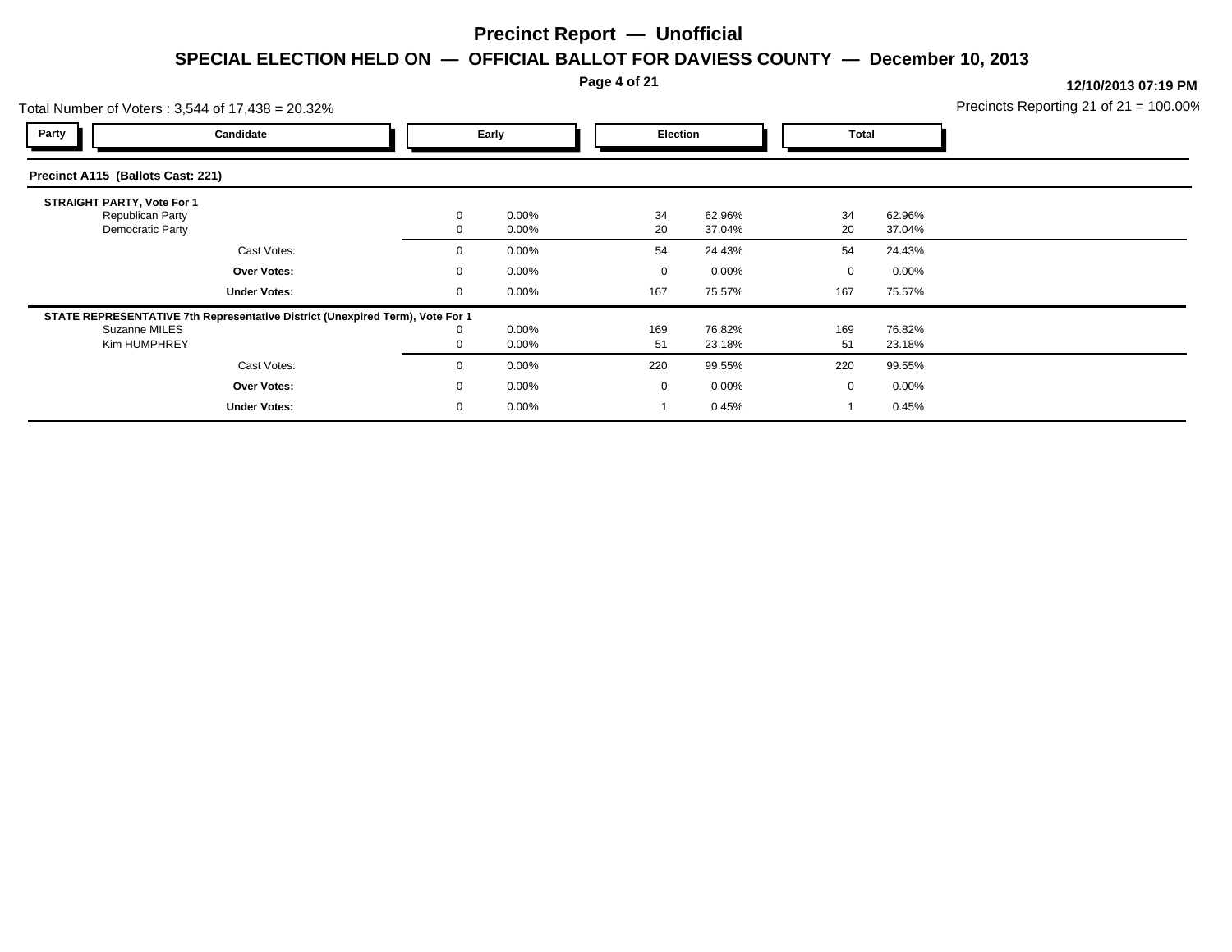# Precinct Report — Unofficial

## SPECIAL ELECTION HELD ON — OFFICIAL BALLOT FOR DAVIESS COUNTY — December 10, 2013

12/10/2013 07:19 PM

Total Number of Voters : 3,544 of 17,438 = 20.32%

Precincts Reporting 21 of 21 = 100.00%

### Precinct A115 (Ballots Cast: 221)

| Party | Candidate | Early | | Election | | Total | |
|---|---|---|---|---|---|---|---|
| | **STRAIGHT PARTY, Vote For 1** | | | | | | |
| | Republican Party | 0 | 0.00% | 34 | 62.96% | 34 | 62.96% |
| | Democratic Party | 0 | 0.00% | 20 | 37.04% | 20 | 37.04% |
| | Cast Votes: | 0 | 0.00% | 54 | 24.43% | 54 | 24.43% |
| | **Over Votes:** | 0 | 0.00% | 0 | 0.00% | 0 | 0.00% |
| | **Under Votes:** | 0 | 0.00% | 167 | 75.57% | 167 | 75.57% |
| | **STATE REPRESENTATIVE 7th Representative District (Unexpired Term), Vote For 1** | | | | | | |
| | Suzanne MILES | 0 | 0.00% | 169 | 76.82% | 169 | 76.82% |
| | Kim HUMPHREY | 0 | 0.00% | 51 | 23.18% | 51 | 23.18% |
| | Cast Votes: | 0 | 0.00% | 220 | 99.55% | 220 | 99.55% |
| | **Over Votes:** | 0 | 0.00% | 0 | 0.00% | 0 | 0.00% |
| | **Under Votes:** | 0 | 0.00% | 1 | 0.45% | 1 | 0.45% |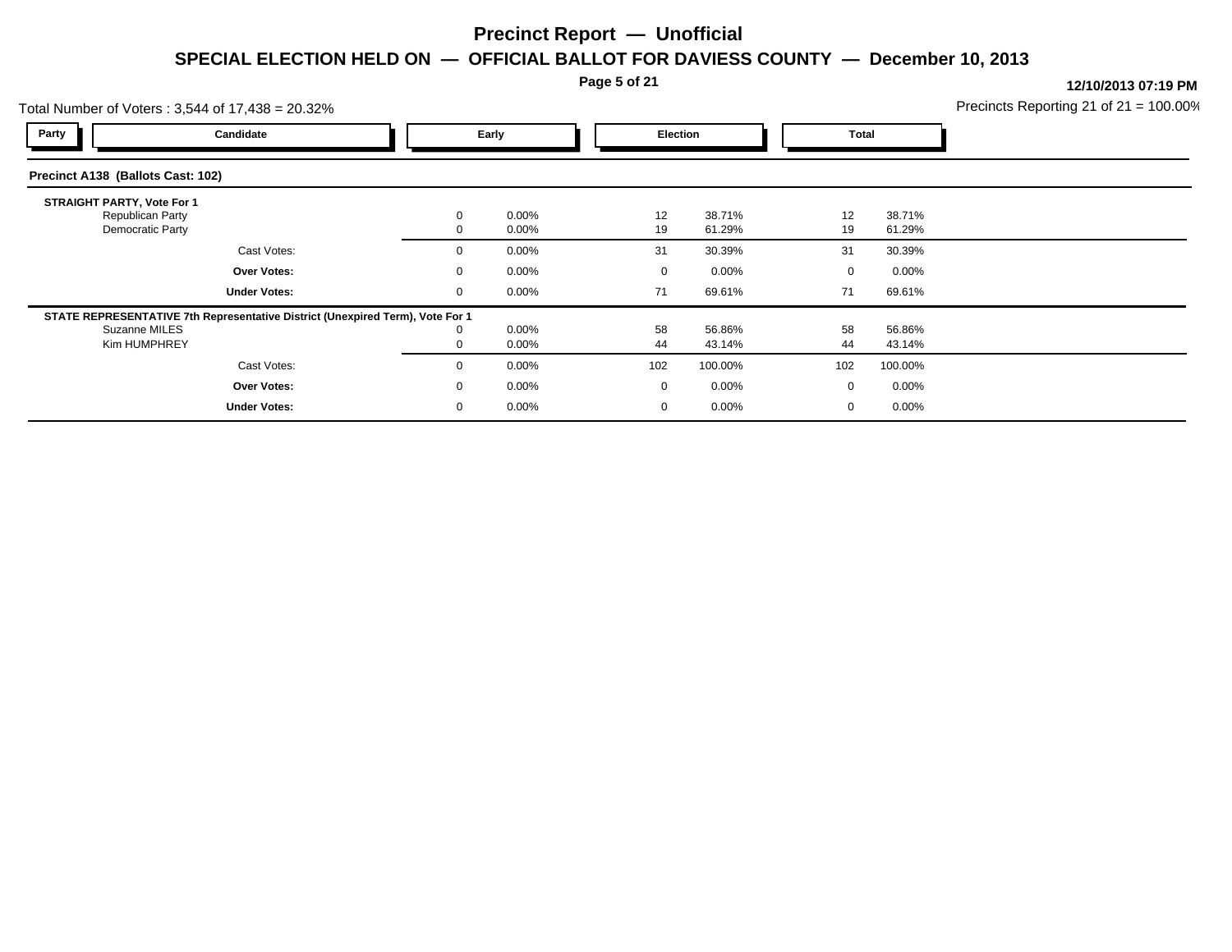# Precinct Report — Unofficial

## SPECIAL ELECTION HELD ON — OFFICIAL BALLOT FOR DAVIESS COUNTY — December 10, 2013

12/10/2013 07:19 PM

Total Number of Voters : 3,544 of 17,438 = 20.32%

Precincts Reporting 21 of 21 = 100.00%

### Precinct A138 (Ballots Cast: 102)

| Party | Candidate | Early | | Election | | Total | |
|---|---|---|---|---|---|---|---|
| | **STRAIGHT PARTY, Vote For 1** | | | | | | |
| | Republican Party | 0 | 0.00% | 12 | 38.71% | 12 | 38.71% |
| | Democratic Party | 0 | 0.00% | 19 | 61.29% | 19 | 61.29% |
| | Cast Votes: | 0 | 0.00% | 31 | 30.39% | 31 | 30.39% |
| | **Over Votes:** | 0 | 0.00% | 0 | 0.00% | 0 | 0.00% |
| | **Under Votes:** | 0 | 0.00% | 71 | 69.61% | 71 | 69.61% |
| | **STATE REPRESENTATIVE 7th Representative District (Unexpired Term), Vote For 1** | | | | | | |
| | Suzanne MILES | 0 | 0.00% | 58 | 56.86% | 58 | 56.86% |
| | Kim HUMPHREY | 0 | 0.00% | 44 | 43.14% | 44 | 43.14% |
| | Cast Votes: | 0 | 0.00% | 102 | 100.00% | 102 | 100.00% |
| | **Over Votes:** | 0 | 0.00% | 0 | 0.00% | 0 | 0.00% |
| | **Under Votes:** | 0 | 0.00% | 0 | 0.00% | 0 | 0.00% |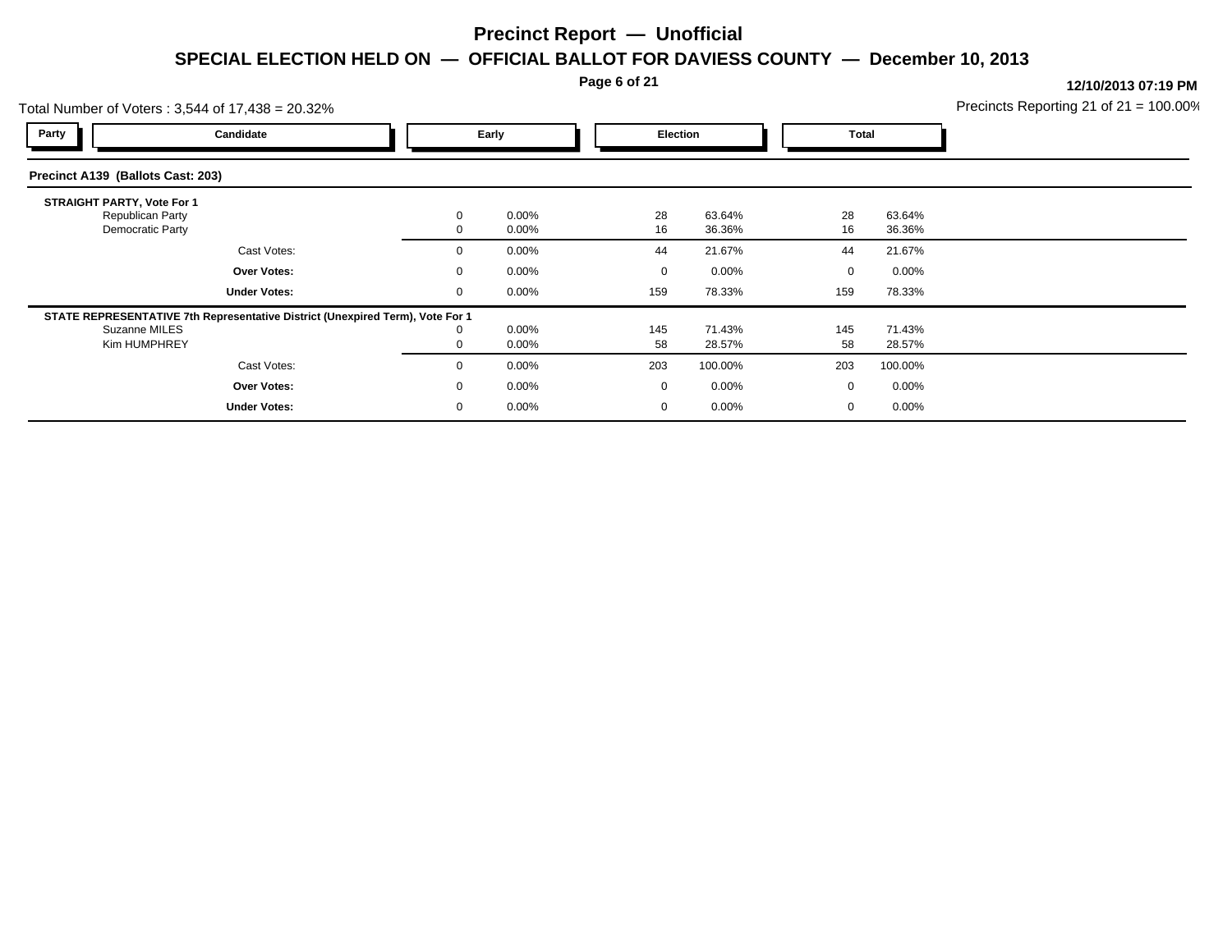# Precinct Report — Unofficial

## SPECIAL ELECTION HELD ON — OFFICIAL BALLOT FOR DAVIESS COUNTY — December 10, 2013

**12/10/2013 07:19 PM**

Total Number of Voters : 3,544 of 17,438 = 20.32%

Precincts Reporting 21 of 21 = 100.00%

### Precinct A139 (Ballots Cast: 203)

| Party | Candidate | Early | | Election | | Total | |
|---|---|---|---|---|---|---|---|
| | **STRAIGHT PARTY, Vote For 1** | | | | | | |
| | Republican Party | 0 | 0.00% | 28 | 63.64% | 28 | 63.64% |
| | Democratic Party | 0 | 0.00% | 16 | 36.36% | 16 | 36.36% |
| | Cast Votes: | 0 | 0.00% | 44 | 21.67% | 44 | 21.67% |
| | **Over Votes:** | 0 | 0.00% | 0 | 0.00% | 0 | 0.00% |
| | **Under Votes:** | 0 | 0.00% | 159 | 78.33% | 159 | 78.33% |
| | **STATE REPRESENTATIVE 7th Representative District (Unexpired Term), Vote For 1** | | | | | | |
| | Suzanne MILES | 0 | 0.00% | 145 | 71.43% | 145 | 71.43% |
| | Kim HUMPHREY | 0 | 0.00% | 58 | 28.57% | 58 | 28.57% |
| | Cast Votes: | 0 | 0.00% | 203 | 100.00% | 203 | 100.00% |
| | **Over Votes:** | 0 | 0.00% | 0 | 0.00% | 0 | 0.00% |
| | **Under Votes:** | 0 | 0.00% | 0 | 0.00% | 0 | 0.00% |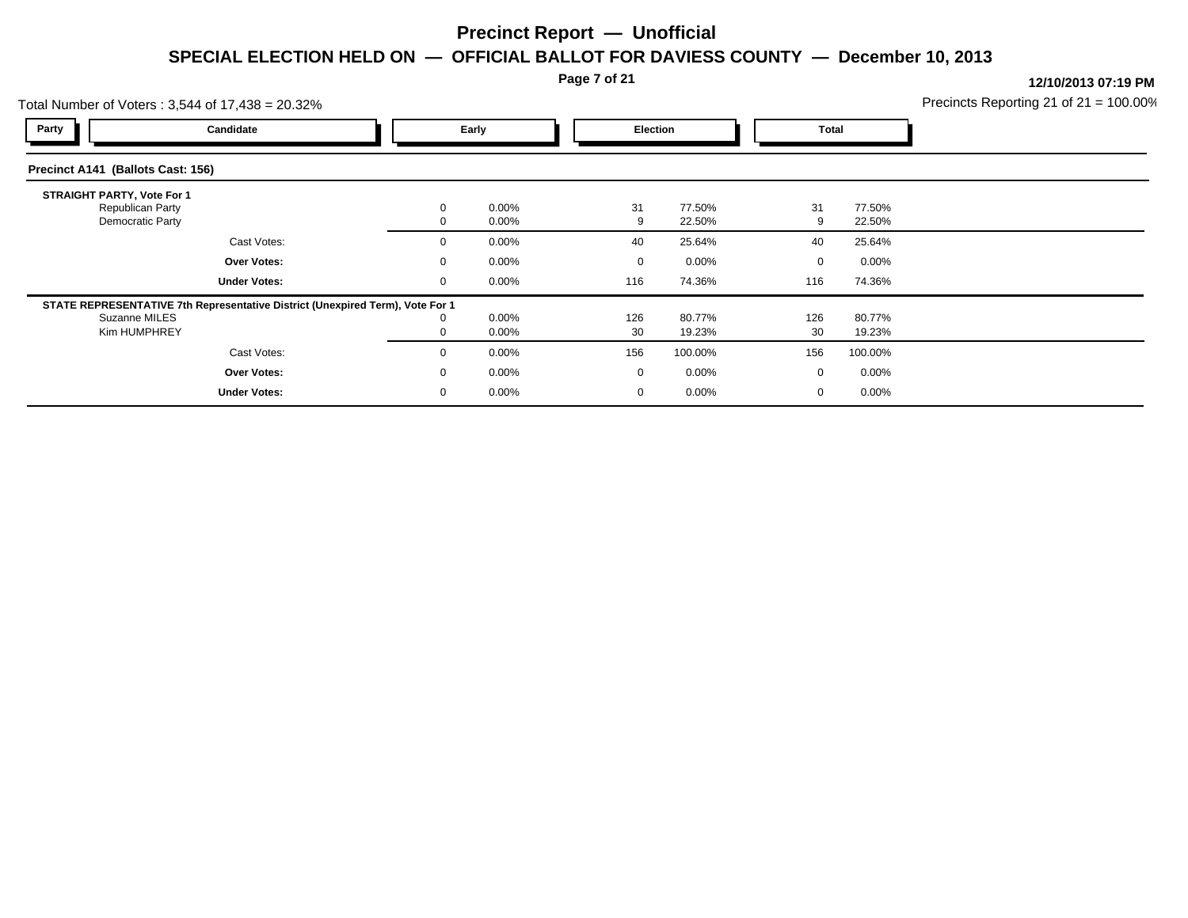# Precinct Report — Unofficial

## SPECIAL ELECTION HELD ON — OFFICIAL BALLOT FOR DAVIESS COUNTY — December 10, 2013

12/10/2013 07:19 PM

Total Number of Voters : 3,544 of 17,438 = 20.32%

Precincts Reporting 21 of 21 = 100.00%

### Precinct A141 (Ballots Cast: 156)

| Party | Candidate | Early | | Election | | Total | |
|---|---|---|---|---|---|---|---|
| | **STRAIGHT PARTY, Vote For 1** | | | | | | |
| | Republican Party | 0 | 0.00% | 31 | 77.50% | 31 | 77.50% |
| | Democratic Party | 0 | 0.00% | 9 | 22.50% | 9 | 22.50% |
| | Cast Votes: | 0 | 0.00% | 40 | 25.64% | 40 | 25.64% |
| | **Over Votes:** | 0 | 0.00% | 0 | 0.00% | 0 | 0.00% |
| | **Under Votes:** | 0 | 0.00% | 116 | 74.36% | 116 | 74.36% |
| | **STATE REPRESENTATIVE 7th Representative District (Unexpired Term), Vote For 1** | | | | | | |
| | Suzanne MILES | 0 | 0.00% | 126 | 80.77% | 126 | 80.77% |
| | Kim HUMPHREY | 0 | 0.00% | 30 | 19.23% | 30 | 19.23% |
| | Cast Votes: | 0 | 0.00% | 156 | 100.00% | 156 | 100.00% |
| | **Over Votes:** | 0 | 0.00% | 0 | 0.00% | 0 | 0.00% |
| | **Under Votes:** | 0 | 0.00% | 0 | 0.00% | 0 | 0.00% |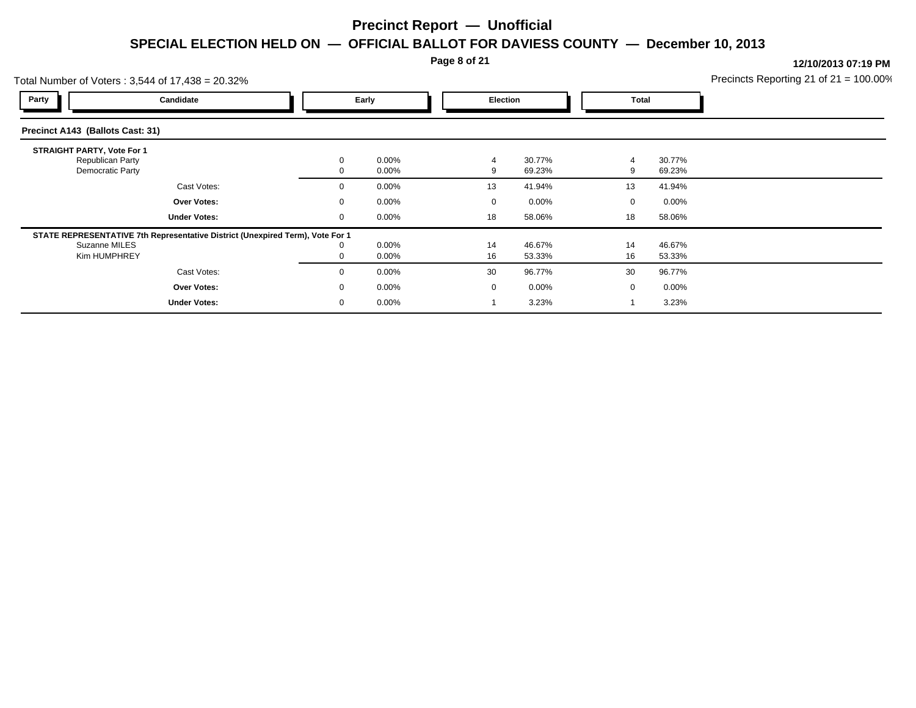# Precinct Report — Unofficial

## SPECIAL ELECTION HELD ON — OFFICIAL BALLOT FOR DAVIESS COUNTY — December 10, 2013

12/10/2013 07:19 PM

Total Number of Voters : 3,544 of 17,438 = 20.32%

Precincts Reporting 21 of 21 = 100.00%

### Precinct A143 (Ballots Cast: 31)

| Party | Candidate | Early | | Election | | Total | |
|---|---|---|---|---|---|---|---|
| | **STRAIGHT PARTY, Vote For 1** | | | | | | |
| | Republican Party | 0 | 0.00% | 4 | 30.77% | 4 | 30.77% |
| | Democratic Party | 0 | 0.00% | 9 | 69.23% | 9 | 69.23% |
| | Cast Votes: | 0 | 0.00% | 13 | 41.94% | 13 | 41.94% |
| | **Over Votes:** | 0 | 0.00% | 0 | 0.00% | 0 | 0.00% |
| | **Under Votes:** | 0 | 0.00% | 18 | 58.06% | 18 | 58.06% |
| | **STATE REPRESENTATIVE 7th Representative District (Unexpired Term), Vote For 1** | | | | | | |
| | Suzanne MILES | 0 | 0.00% | 14 | 46.67% | 14 | 46.67% |
| | Kim HUMPHREY | 0 | 0.00% | 16 | 53.33% | 16 | 53.33% |
| | Cast Votes: | 0 | 0.00% | 30 | 96.77% | 30 | 96.77% |
| | **Over Votes:** | 0 | 0.00% | 0 | 0.00% | 0 | 0.00% |
| | **Under Votes:** | 0 | 0.00% | 1 | 3.23% | 1 | 3.23% |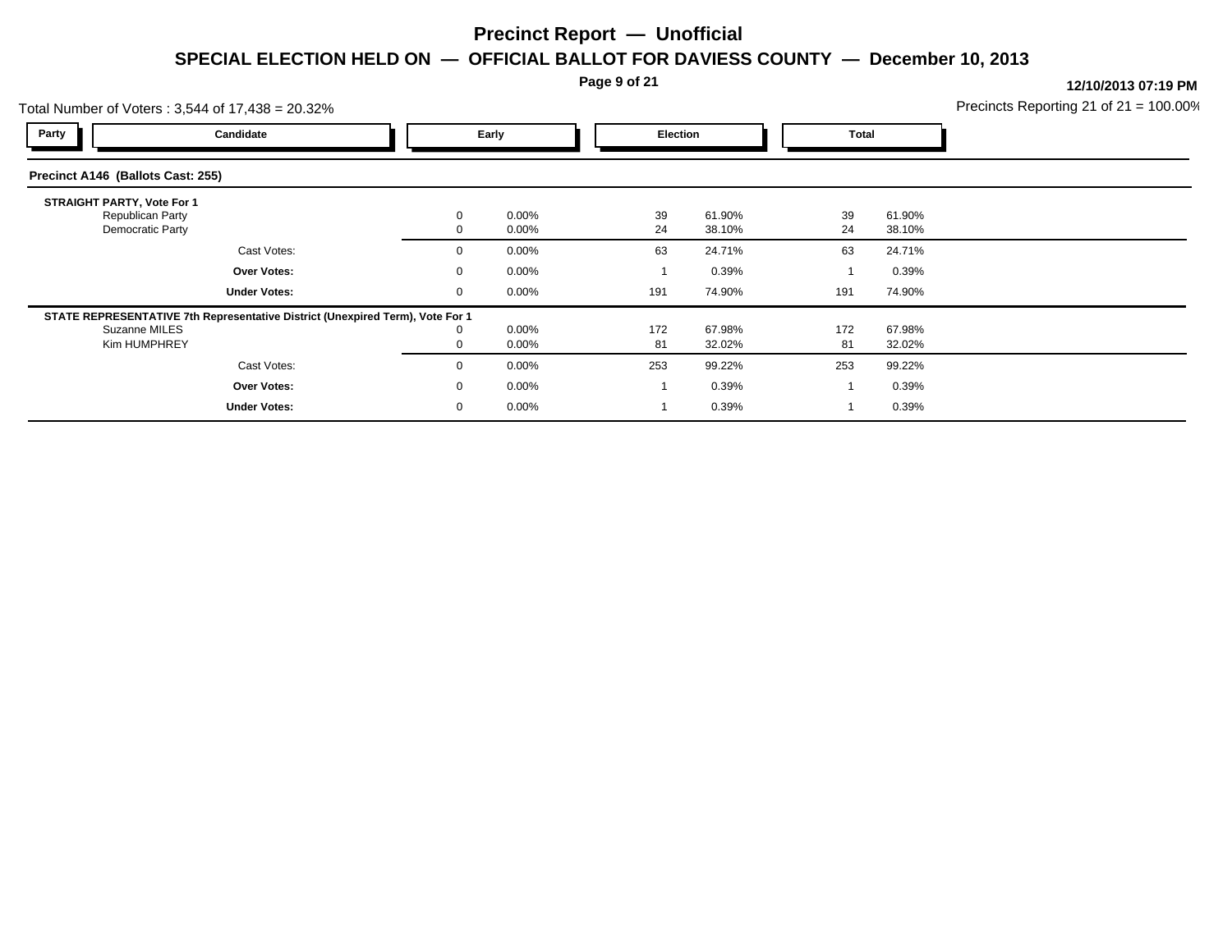# Precinct Report — Unofficial

## SPECIAL ELECTION HELD ON — OFFICIAL BALLOT FOR DAVIESS COUNTY — December 10, 2013

12/10/2013 07:19 PM

Total Number of Voters : 3,544 of 17,438 = 20.32%

Precincts Reporting 21 of 21 = 100.00%

| Party | Candidate | Early | | Election | | Total | |
|---|---|---|---|---|---|---|---|
| **Precinct A146 (Ballots Cast: 255)** | | | | | | | |
| **STRAIGHT PARTY, Vote For 1** | | | | | | | |
| | Republican Party | 0 | 0.00% | 39 | 61.90% | 39 | 61.90% |
| | Democratic Party | 0 | 0.00% | 24 | 38.10% | 24 | 38.10% |
| | Cast Votes: | 0 | 0.00% | 63 | 24.71% | 63 | 24.71% |
| | **Over Votes:** | 0 | 0.00% | 1 | 0.39% | 1 | 0.39% |
| | **Under Votes:** | 0 | 0.00% | 191 | 74.90% | 191 | 74.90% |
| **STATE REPRESENTATIVE 7th Representative District (Unexpired Term), Vote For 1** | | | | | | | |
| | Suzanne MILES | 0 | 0.00% | 172 | 67.98% | 172 | 67.98% |
| | Kim HUMPHREY | 0 | 0.00% | 81 | 32.02% | 81 | 32.02% |
| | Cast Votes: | 0 | 0.00% | 253 | 99.22% | 253 | 99.22% |
| | **Over Votes:** | 0 | 0.00% | 1 | 0.39% | 1 | 0.39% |
| | **Under Votes:** | 0 | 0.00% | 1 | 0.39% | 1 | 0.39% |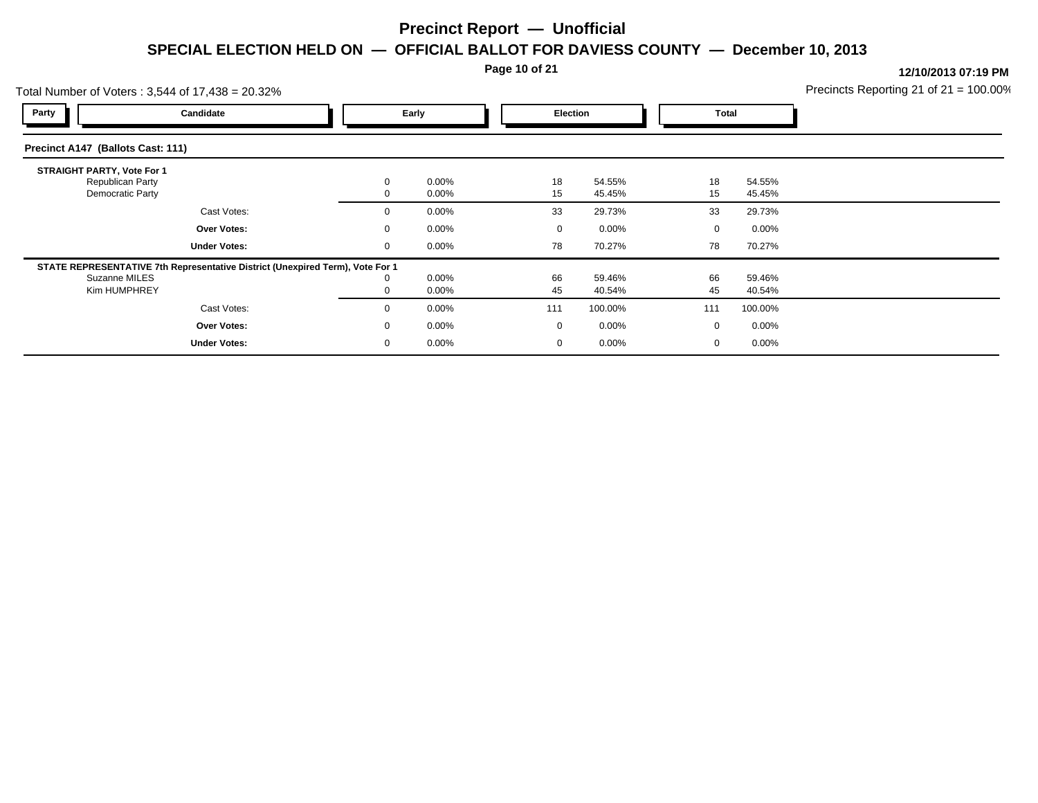# Precinct Report — Unofficial

## SPECIAL ELECTION HELD ON — OFFICIAL BALLOT FOR DAVIESS COUNTY — December 10, 2013

**12/10/2013 07:19 PM**

Total Number of Voters : 3,544 of 17,438 = 20.32%

Precincts Reporting 21 of 21 = 100.00%

| Party | Candidate | Early | | Election | | Total | |
|---|---|---|---|---|---|---|---|
| **Precinct A147 (Ballots Cast: 111)** | | | | | | | |
| **STRAIGHT PARTY, Vote For 1** | | | | | | | |
| | Republican Party | 0 | 0.00% | 18 | 54.55% | 18 | 54.55% |
| | Democratic Party | 0 | 0.00% | 15 | 45.45% | 15 | 45.45% |
| | Cast Votes: | 0 | 0.00% | 33 | 29.73% | 33 | 29.73% |
| | **Over Votes:** | 0 | 0.00% | 0 | 0.00% | 0 | 0.00% |
| | **Under Votes:** | 0 | 0.00% | 78 | 70.27% | 78 | 70.27% |
| **STATE REPRESENTATIVE 7th Representative District (Unexpired Term), Vote For 1** | | | | | | | |
| | Suzanne MILES | 0 | 0.00% | 66 | 59.46% | 66 | 59.46% |
| | Kim HUMPHREY | 0 | 0.00% | 45 | 40.54% | 45 | 40.54% |
| | Cast Votes: | 0 | 0.00% | 111 | 100.00% | 111 | 100.00% |
| | **Over Votes:** | 0 | 0.00% | 0 | 0.00% | 0 | 0.00% |
| | **Under Votes:** | 0 | 0.00% | 0 | 0.00% | 0 | 0.00% |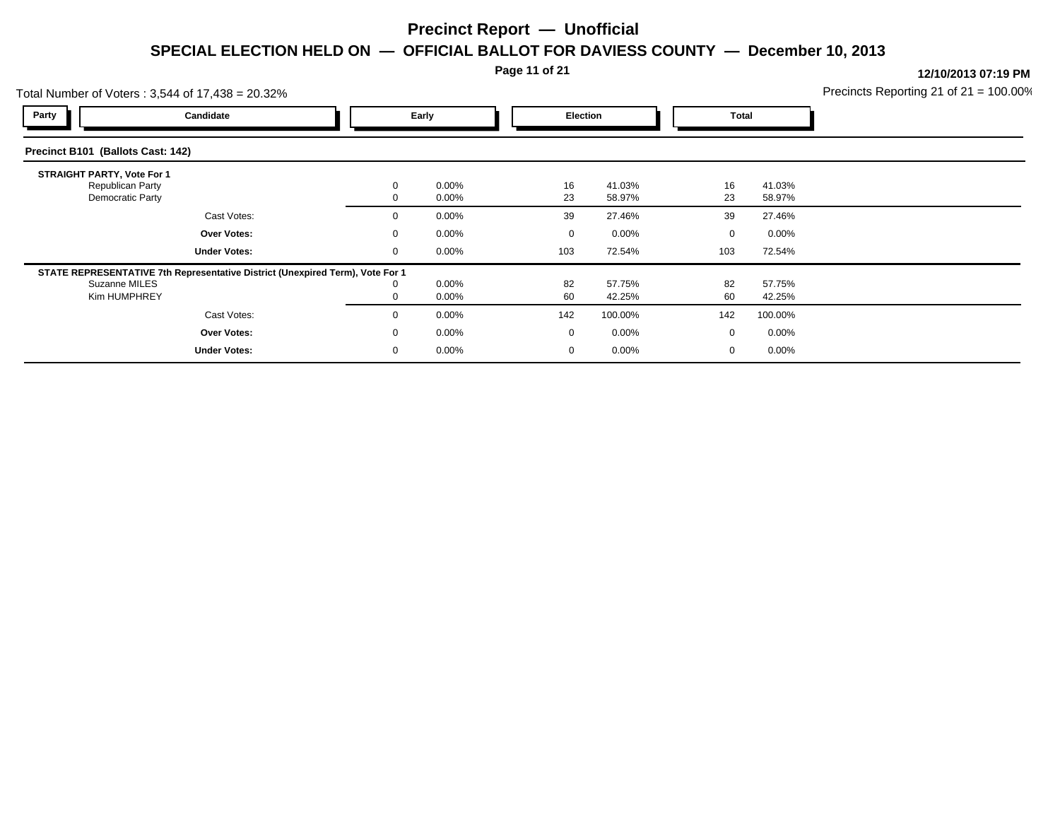# Precinct Report — Unofficial

## SPECIAL ELECTION HELD ON — OFFICIAL BALLOT FOR DAVIESS COUNTY — December 10, 2013

12/10/2013 07:19 PM

Total Number of Voters : 3,544 of 17,438 = 20.32%

Precincts Reporting 21 of 21 = 100.00%

### Precinct B101 (Ballots Cast: 142)

| Party | Candidate | Early | | Election | | Total | |
|---|---|---|---|---|---|---|---|
| | **STRAIGHT PARTY, Vote For 1** | | | | | | |
| | Republican Party | 0 | 0.00% | 16 | 41.03% | 16 | 41.03% |
| | Democratic Party | 0 | 0.00% | 23 | 58.97% | 23 | 58.97% |
| | Cast Votes: | 0 | 0.00% | 39 | 27.46% | 39 | 27.46% |
| | **Over Votes:** | 0 | 0.00% | 0 | 0.00% | 0 | 0.00% |
| | **Under Votes:** | 0 | 0.00% | 103 | 72.54% | 103 | 72.54% |
| | **STATE REPRESENTATIVE 7th Representative District (Unexpired Term), Vote For 1** | | | | | | |
| | Suzanne MILES | 0 | 0.00% | 82 | 57.75% | 82 | 57.75% |
| | Kim HUMPHREY | 0 | 0.00% | 60 | 42.25% | 60 | 42.25% |
| | Cast Votes: | 0 | 0.00% | 142 | 100.00% | 142 | 100.00% |
| | **Over Votes:** | 0 | 0.00% | 0 | 0.00% | 0 | 0.00% |
| | **Under Votes:** | 0 | 0.00% | 0 | 0.00% | 0 | 0.00% |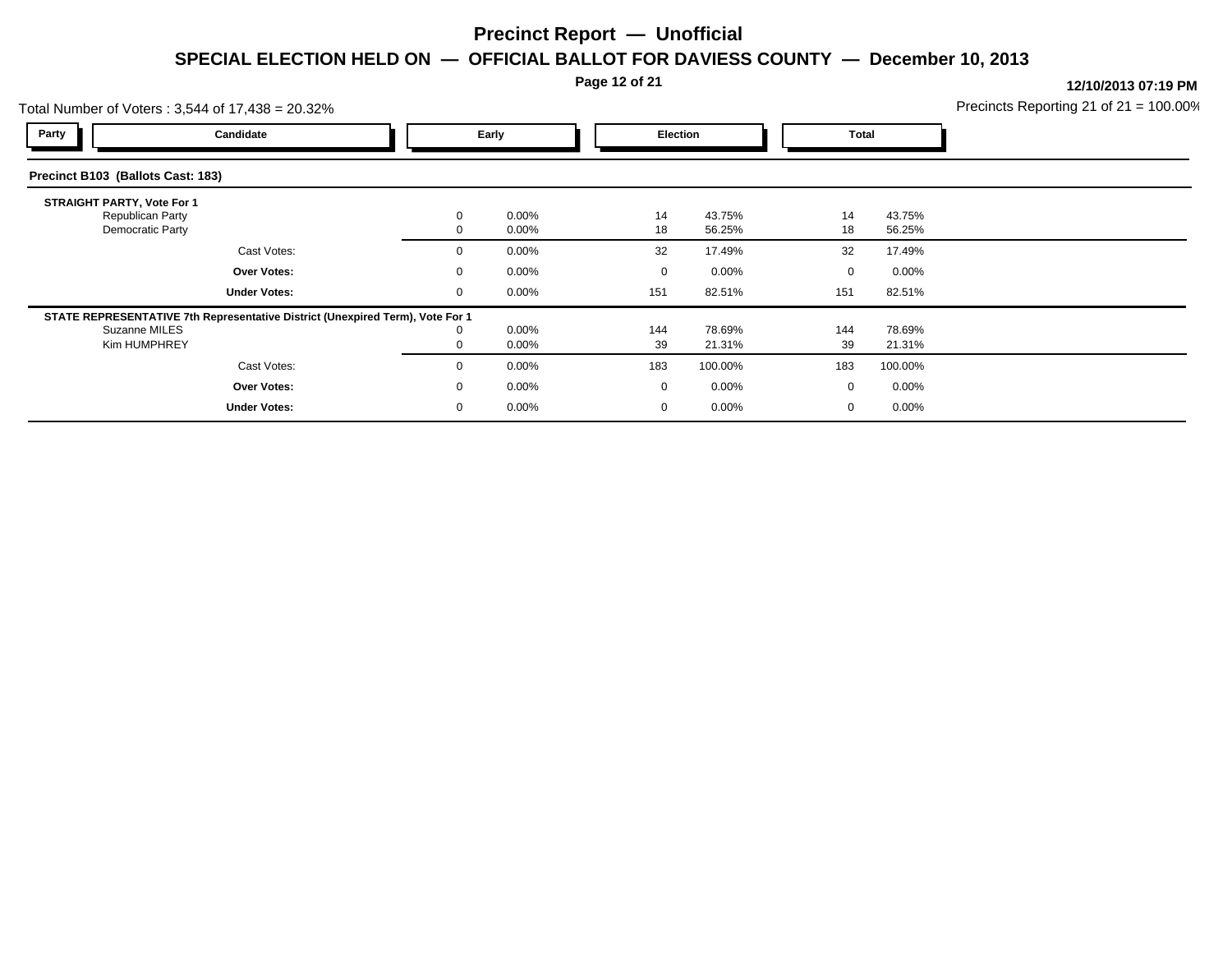# Precinct Report — Unofficial

## SPECIAL ELECTION HELD ON — OFFICIAL BALLOT FOR DAVIESS COUNTY — December 10, 2013

**12/10/2013 07:19 PM**

Total Number of Voters : 3,544 of 17,438 = 20.32%

Precincts Reporting 21 of 21 = 100.00%

| Party | Candidate | Early | | Election | | Total | |
|---|---|---|---|---|---|---|---|
| **Precinct B103 (Ballots Cast: 183)** | | | | | | | |
| **STRAIGHT PARTY, Vote For 1** | | | | | | | |
| | Republican Party | 0 | 0.00% | 14 | 43.75% | 14 | 43.75% |
| | Democratic Party | 0 | 0.00% | 18 | 56.25% | 18 | 56.25% |
| | Cast Votes: | 0 | 0.00% | 32 | 17.49% | 32 | 17.49% |
| | **Over Votes:** | 0 | 0.00% | 0 | 0.00% | 0 | 0.00% |
| | **Under Votes:** | 0 | 0.00% | 151 | 82.51% | 151 | 82.51% |
| **STATE REPRESENTATIVE 7th Representative District (Unexpired Term), Vote For 1** | | | | | | | |
| | Suzanne MILES | 0 | 0.00% | 144 | 78.69% | 144 | 78.69% |
| | Kim HUMPHREY | 0 | 0.00% | 39 | 21.31% | 39 | 21.31% |
| | Cast Votes: | 0 | 0.00% | 183 | 100.00% | 183 | 100.00% |
| | **Over Votes:** | 0 | 0.00% | 0 | 0.00% | 0 | 0.00% |
| | **Under Votes:** | 0 | 0.00% | 0 | 0.00% | 0 | 0.00% |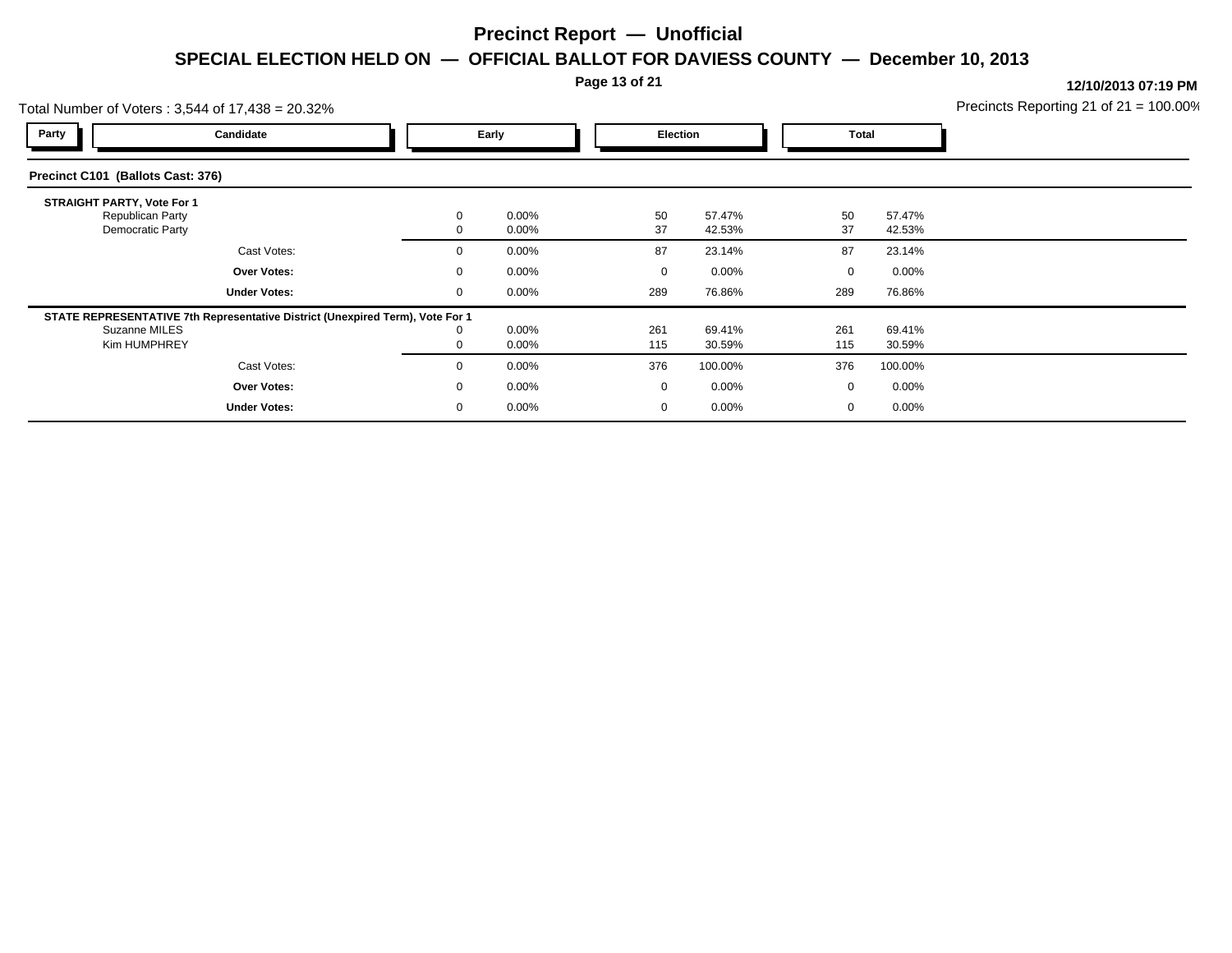# Precinct Report — Unofficial

## SPECIAL ELECTION HELD ON — OFFICIAL BALLOT FOR DAVIESS COUNTY — December 10, 2013

12/10/2013 07:19 PM

Total Number of Voters : 3,544 of 17,438 = 20.32%

Precincts Reporting 21 of 21 = 100.00%

| Party | Candidate | Early | | Election | | Total | |
|---|---|---|---|---|---|---|---|

**Precinct C101 (Ballots Cast: 376)**

**STRAIGHT PARTY, Vote For 1**

| Candidate | Early | Early % | Election | Election % | Total | Total % |
|---|---|---|---|---|---|---|
| Republican Party | 0 | 0.00% | 50 | 57.47% | 50 | 57.47% |
| Democratic Party | 0 | 0.00% | 37 | 42.53% | 37 | 42.53% |
| Cast Votes: | 0 | 0.00% | 87 | 23.14% | 87 | 23.14% |
| **Over Votes:** | 0 | 0.00% | 0 | 0.00% | 0 | 0.00% |
| **Under Votes:** | 0 | 0.00% | 289 | 76.86% | 289 | 76.86% |

**STATE REPRESENTATIVE 7th Representative District (Unexpired Term), Vote For 1**

| Candidate | Early | Early % | Election | Election % | Total | Total % |
|---|---|---|---|---|---|---|
| Suzanne MILES | 0 | 0.00% | 261 | 69.41% | 261 | 69.41% |
| Kim HUMPHREY | 0 | 0.00% | 115 | 30.59% | 115 | 30.59% |
| Cast Votes: | 0 | 0.00% | 376 | 100.00% | 376 | 100.00% |
| **Over Votes:** | 0 | 0.00% | 0 | 0.00% | 0 | 0.00% |
| **Under Votes:** | 0 | 0.00% | 0 | 0.00% | 0 | 0.00% |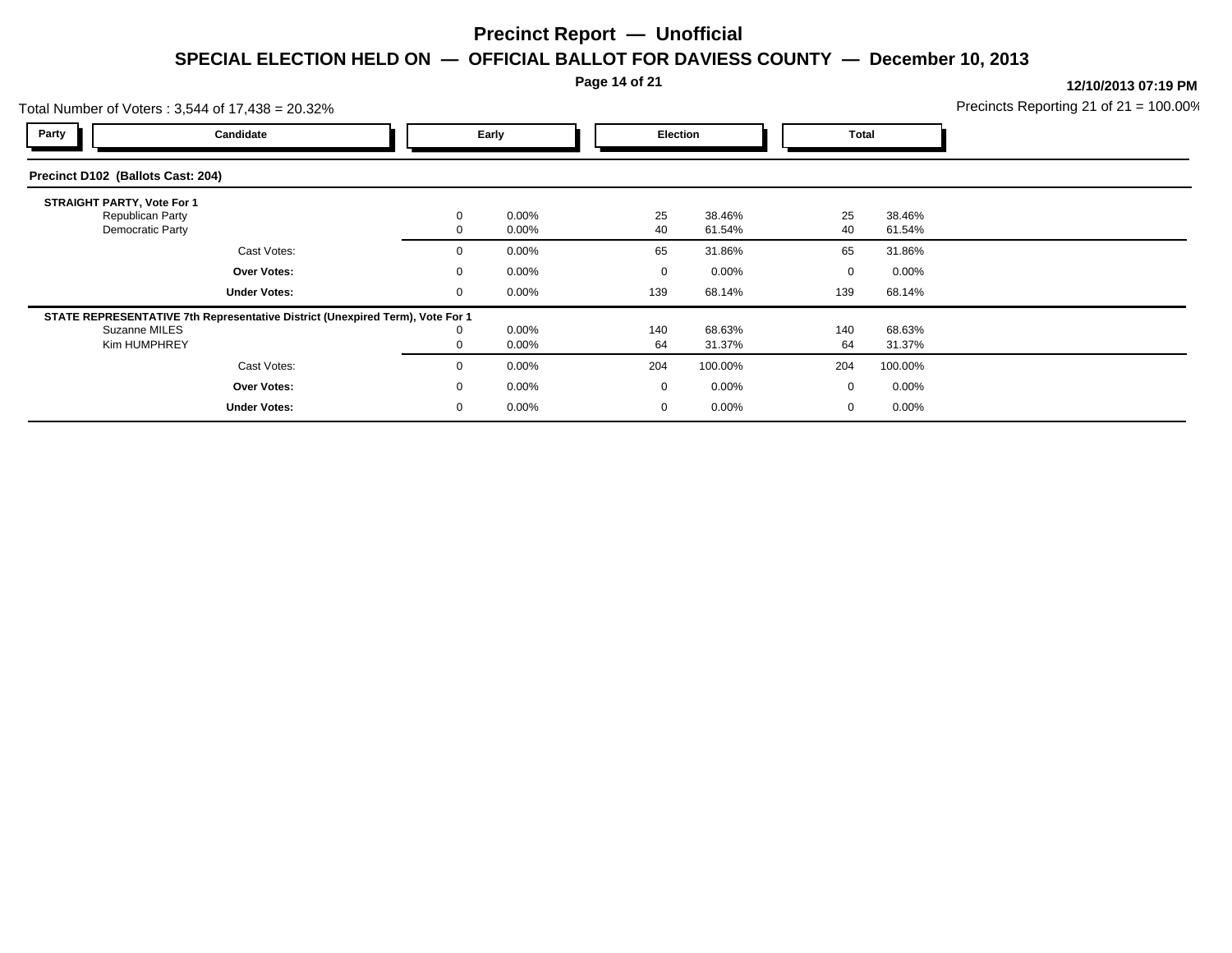# Precinct Report — Unofficial

## SPECIAL ELECTION HELD ON — OFFICIAL BALLOT FOR DAVIESS COUNTY — December 10, 2013

**12/10/2013 07:19 PM**

Total Number of Voters : 3,544 of 17,438 = 20.32%

Precincts Reporting 21 of 21 = 100.00%

| Party | Candidate | Early | | Election | | Total | |
|---|---|---|---|---|---|---|---|
| **Precinct D102 (Ballots Cast: 204)** | | | | | | | |
| **STRAIGHT PARTY, Vote For 1** | | | | | | | |
| | Republican Party | 0 | 0.00% | 25 | 38.46% | 25 | 38.46% |
| | Democratic Party | 0 | 0.00% | 40 | 61.54% | 40 | 61.54% |
| | Cast Votes: | 0 | 0.00% | 65 | 31.86% | 65 | 31.86% |
| | **Over Votes:** | 0 | 0.00% | 0 | 0.00% | 0 | 0.00% |
| | **Under Votes:** | 0 | 0.00% | 139 | 68.14% | 139 | 68.14% |
| **STATE REPRESENTATIVE 7th Representative District (Unexpired Term), Vote For 1** | | | | | | | |
| | Suzanne MILES | 0 | 0.00% | 140 | 68.63% | 140 | 68.63% |
| | Kim HUMPHREY | 0 | 0.00% | 64 | 31.37% | 64 | 31.37% |
| | Cast Votes: | 0 | 0.00% | 204 | 100.00% | 204 | 100.00% |
| | **Over Votes:** | 0 | 0.00% | 0 | 0.00% | 0 | 0.00% |
| | **Under Votes:** | 0 | 0.00% | 0 | 0.00% | 0 | 0.00% |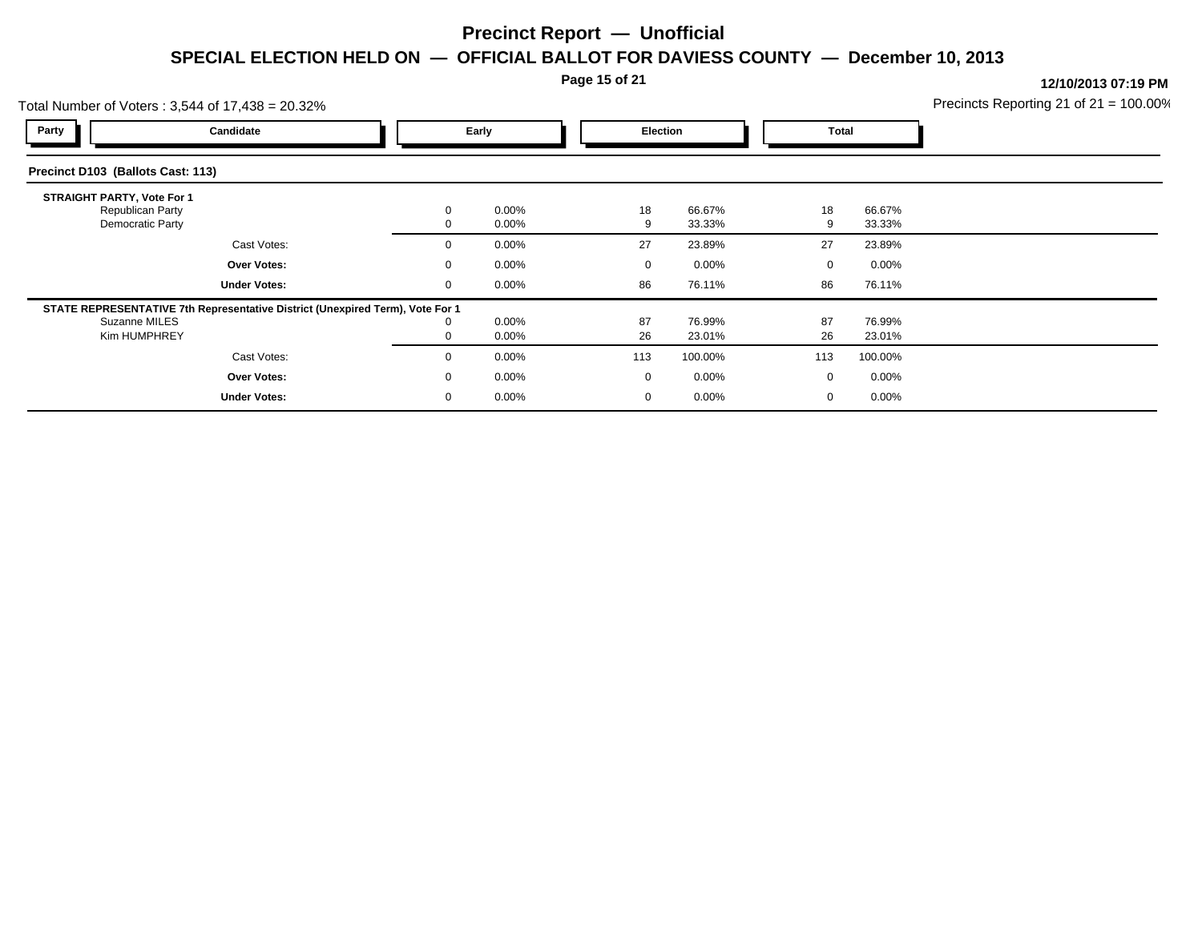# Precinct Report — Unofficial

## SPECIAL ELECTION HELD ON — OFFICIAL BALLOT FOR DAVIESS COUNTY — December 10, 2013

12/10/2013 07:19 PM

Total Number of Voters : 3,544 of 17,438 = 20.32%

Precincts Reporting 21 of 21 = 100.00%

### Precinct D103 (Ballots Cast: 113)

| Party | Candidate | Early | | Election | | Total | |
|---|---|---|---|---|---|---|---|
| | **STRAIGHT PARTY, Vote For 1** | | | | | | |
| | Republican Party | 0 | 0.00% | 18 | 66.67% | 18 | 66.67% |
| | Democratic Party | 0 | 0.00% | 9 | 33.33% | 9 | 33.33% |
| | Cast Votes: | 0 | 0.00% | 27 | 23.89% | 27 | 23.89% |
| | **Over Votes:** | 0 | 0.00% | 0 | 0.00% | 0 | 0.00% |
| | **Under Votes:** | 0 | 0.00% | 86 | 76.11% | 86 | 76.11% |
| | **STATE REPRESENTATIVE 7th Representative District (Unexpired Term), Vote For 1** | | | | | | |
| | Suzanne MILES | 0 | 0.00% | 87 | 76.99% | 87 | 76.99% |
| | Kim HUMPHREY | 0 | 0.00% | 26 | 23.01% | 26 | 23.01% |
| | Cast Votes: | 0 | 0.00% | 113 | 100.00% | 113 | 100.00% |
| | **Over Votes:** | 0 | 0.00% | 0 | 0.00% | 0 | 0.00% |
| | **Under Votes:** | 0 | 0.00% | 0 | 0.00% | 0 | 0.00% |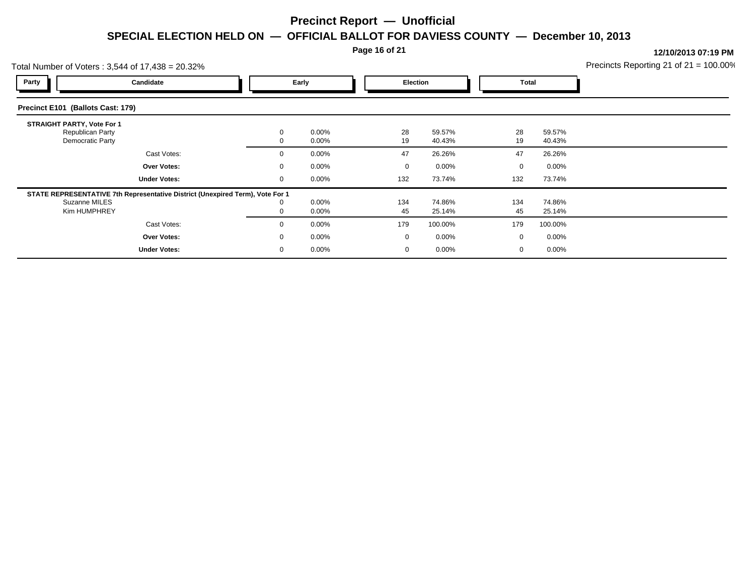# Precinct Report — Unofficial

## SPECIAL ELECTION HELD ON — OFFICIAL BALLOT FOR DAVIESS COUNTY — December 10, 2013

12/10/2013 07:19 PM

Total Number of Voters : 3,544 of 17,438 = 20.32%

Precincts Reporting 21 of 21 = 100.00%

### Precinct E101 (Ballots Cast: 179)

| Party | Candidate | Early | | Election | | Total | |
|---|---|---|---|---|---|---|---|
| | **STRAIGHT PARTY, Vote For 1** | | | | | | |
| | Republican Party | 0 | 0.00% | 28 | 59.57% | 28 | 59.57% |
| | Democratic Party | 0 | 0.00% | 19 | 40.43% | 19 | 40.43% |
| | Cast Votes: | 0 | 0.00% | 47 | 26.26% | 47 | 26.26% |
| | **Over Votes:** | 0 | 0.00% | 0 | 0.00% | 0 | 0.00% |
| | **Under Votes:** | 0 | 0.00% | 132 | 73.74% | 132 | 73.74% |
| | **STATE REPRESENTATIVE 7th Representative District (Unexpired Term), Vote For 1** | | | | | | |
| | Suzanne MILES | 0 | 0.00% | 134 | 74.86% | 134 | 74.86% |
| | Kim HUMPHREY | 0 | 0.00% | 45 | 25.14% | 45 | 25.14% |
| | Cast Votes: | 0 | 0.00% | 179 | 100.00% | 179 | 100.00% |
| | **Over Votes:** | 0 | 0.00% | 0 | 0.00% | 0 | 0.00% |
| | **Under Votes:** | 0 | 0.00% | 0 | 0.00% | 0 | 0.00% |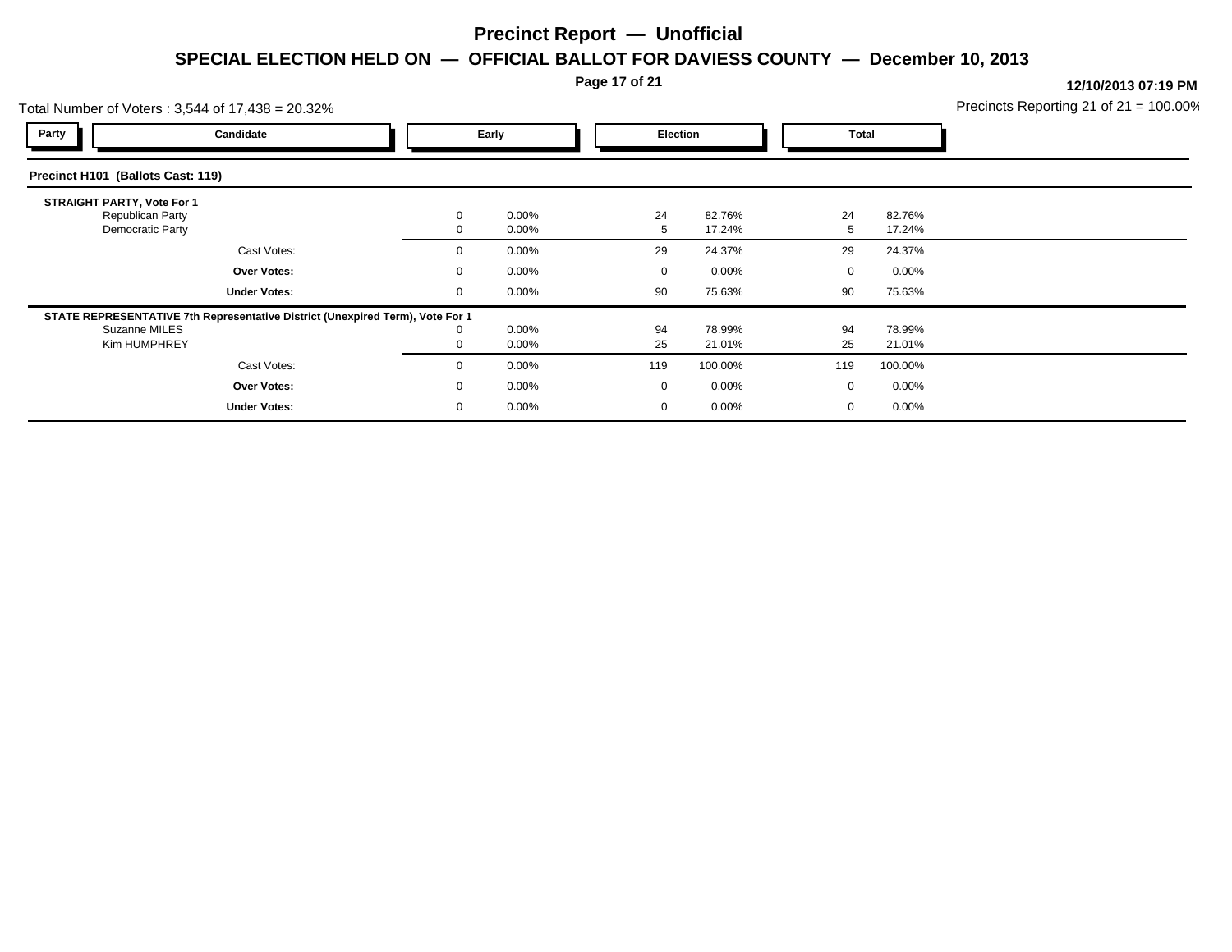# Precinct Report — Unofficial

## SPECIAL ELECTION HELD ON — OFFICIAL BALLOT FOR DAVIESS COUNTY — December 10, 2013

12/10/2013 07:19 PM

Total Number of Voters : 3,544 of 17,438 = 20.32%

Precincts Reporting 21 of 21 = 100.00%

### Precinct H101 (Ballots Cast: 119)

| Party | Candidate | Early | | Election | | Total | |
|---|---|---|---|---|---|---|---|
| | **STRAIGHT PARTY, Vote For 1** | | | | | | |
| | Republican Party | 0 | 0.00% | 24 | 82.76% | 24 | 82.76% |
| | Democratic Party | 0 | 0.00% | 5 | 17.24% | 5 | 17.24% |
| | Cast Votes: | 0 | 0.00% | 29 | 24.37% | 29 | 24.37% |
| | **Over Votes:** | 0 | 0.00% | 0 | 0.00% | 0 | 0.00% |
| | **Under Votes:** | 0 | 0.00% | 90 | 75.63% | 90 | 75.63% |
| | **STATE REPRESENTATIVE 7th Representative District (Unexpired Term), Vote For 1** | | | | | | |
| | Suzanne MILES | 0 | 0.00% | 94 | 78.99% | 94 | 78.99% |
| | Kim HUMPHREY | 0 | 0.00% | 25 | 21.01% | 25 | 21.01% |
| | Cast Votes: | 0 | 0.00% | 119 | 100.00% | 119 | 100.00% |
| | **Over Votes:** | 0 | 0.00% | 0 | 0.00% | 0 | 0.00% |
| | **Under Votes:** | 0 | 0.00% | 0 | 0.00% | 0 | 0.00% |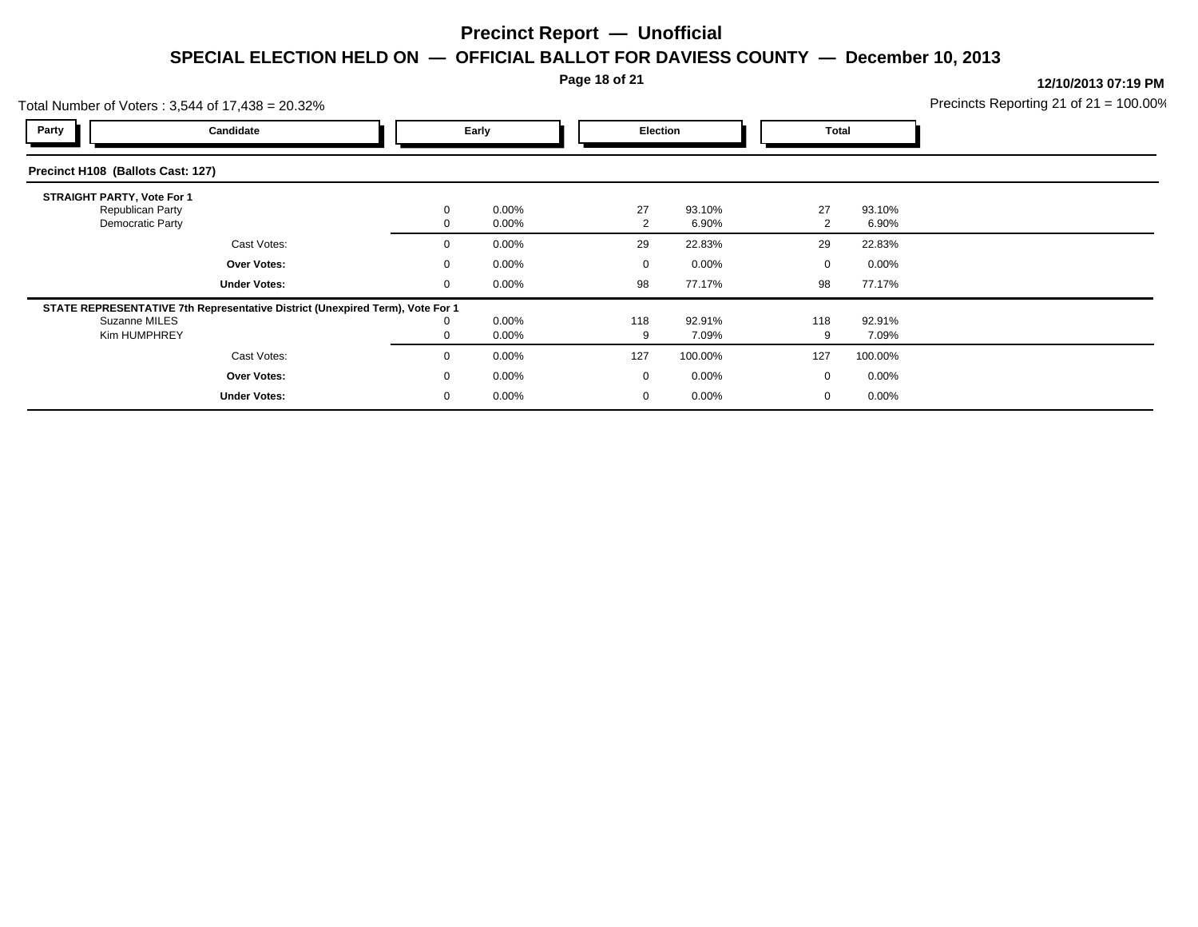# Precinct Report — Unofficial

## SPECIAL ELECTION HELD ON — OFFICIAL BALLOT FOR DAVIESS COUNTY — December 10, 2013

12/10/2013 07:19 PM

Total Number of Voters : 3,544 of 17,438 = 20.32%

Precincts Reporting 21 of 21 = 100.00%

### Precinct H108 (Ballots Cast: 127)

| Party | Candidate | Early | | Election | | Total | |
|---|---|---|---|---|---|---|---|
| | **STRAIGHT PARTY, Vote For 1** | | | | | | |
| | Republican Party | 0 | 0.00% | 27 | 93.10% | 27 | 93.10% |
| | Democratic Party | 0 | 0.00% | 2 | 6.90% | 2 | 6.90% |
| | Cast Votes: | 0 | 0.00% | 29 | 22.83% | 29 | 22.83% |
| | **Over Votes:** | 0 | 0.00% | 0 | 0.00% | 0 | 0.00% |
| | **Under Votes:** | 0 | 0.00% | 98 | 77.17% | 98 | 77.17% |
| | **STATE REPRESENTATIVE 7th Representative District (Unexpired Term), Vote For 1** | | | | | | |
| | Suzanne MILES | 0 | 0.00% | 118 | 92.91% | 118 | 92.91% |
| | Kim HUMPHREY | 0 | 0.00% | 9 | 7.09% | 9 | 7.09% |
| | Cast Votes: | 0 | 0.00% | 127 | 100.00% | 127 | 100.00% |
| | **Over Votes:** | 0 | 0.00% | 0 | 0.00% | 0 | 0.00% |
| | **Under Votes:** | 0 | 0.00% | 0 | 0.00% | 0 | 0.00% |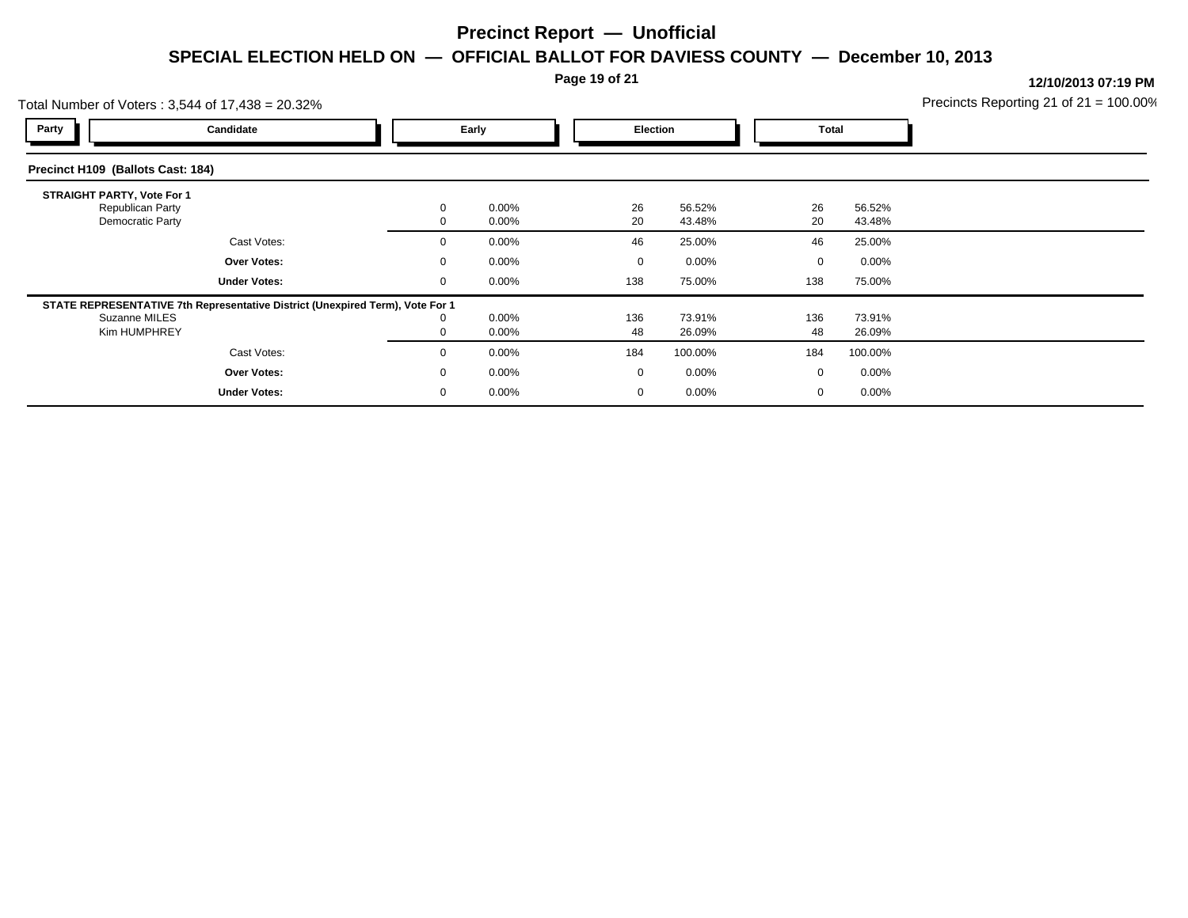# Precinct Report — Unofficial

## SPECIAL ELECTION HELD ON — OFFICIAL BALLOT FOR DAVIESS COUNTY — December 10, 2013

**12/10/2013 07:19 PM**

Total Number of Voters : 3,544 of 17,438 = 20.32%

Precincts Reporting 21 of 21 = 100.00%

### Precinct H109 (Ballots Cast: 184)

| Party | Candidate | Early | | Election | | Total | |
|---|---|---|---|---|---|---|---|
| | **STRAIGHT PARTY, Vote For 1** | | | | | | |
| | Republican Party | 0 | 0.00% | 26 | 56.52% | 26 | 56.52% |
| | Democratic Party | 0 | 0.00% | 20 | 43.48% | 20 | 43.48% |
| | Cast Votes: | 0 | 0.00% | 46 | 25.00% | 46 | 25.00% |
| | **Over Votes:** | 0 | 0.00% | 0 | 0.00% | 0 | 0.00% |
| | **Under Votes:** | 0 | 0.00% | 138 | 75.00% | 138 | 75.00% |
| | **STATE REPRESENTATIVE 7th Representative District (Unexpired Term), Vote For 1** | | | | | | |
| | Suzanne MILES | 0 | 0.00% | 136 | 73.91% | 136 | 73.91% |
| | Kim HUMPHREY | 0 | 0.00% | 48 | 26.09% | 48 | 26.09% |
| | Cast Votes: | 0 | 0.00% | 184 | 100.00% | 184 | 100.00% |
| | **Over Votes:** | 0 | 0.00% | 0 | 0.00% | 0 | 0.00% |
| | **Under Votes:** | 0 | 0.00% | 0 | 0.00% | 0 | 0.00% |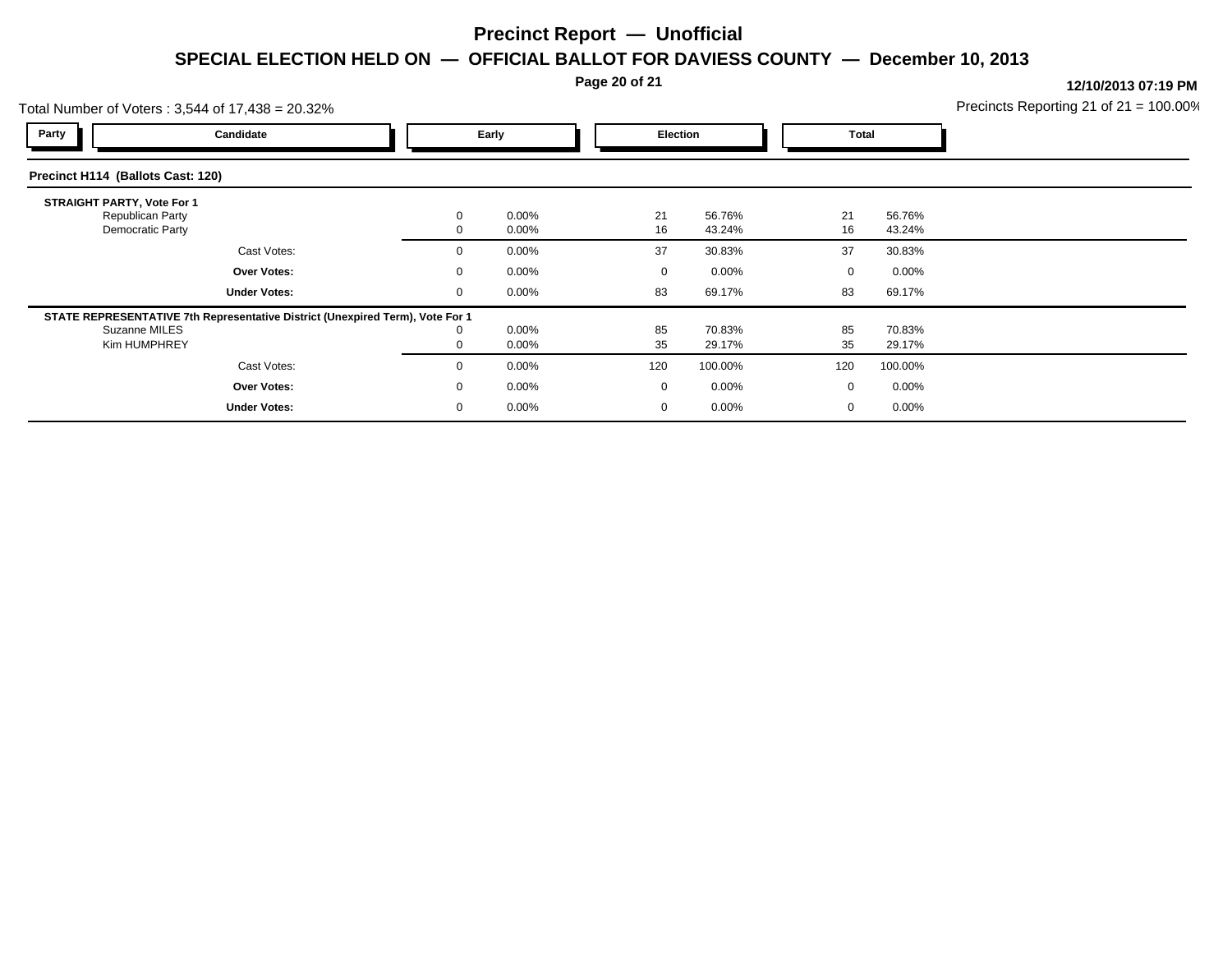# Precinct Report — Unofficial

## SPECIAL ELECTION HELD ON — OFFICIAL BALLOT FOR DAVIESS COUNTY — December 10, 2013

**12/10/2013 07:19 PM**

Total Number of Voters : 3,544 of 17,438 = 20.32%

Precincts Reporting 21 of 21 = 100.00%

| Party | Candidate | Early | | Election | | Total | |
|---|---|---|---|---|---|---|---|

### Precinct H114 (Ballots Cast: 120)

**STRAIGHT PARTY, Vote For 1**

| Party | Candidate | Early | | Election | | Total | |
|---|---|---|---|---|---|---|---|
| | Republican Party | 0 | 0.00% | 21 | 56.76% | 21 | 56.76% |
| | Democratic Party | 0 | 0.00% | 16 | 43.24% | 16 | 43.24% |
| | Cast Votes: | 0 | 0.00% | 37 | 30.83% | 37 | 30.83% |
| | **Over Votes:** | 0 | 0.00% | 0 | 0.00% | 0 | 0.00% |
| | **Under Votes:** | 0 | 0.00% | 83 | 69.17% | 83 | 69.17% |

**STATE REPRESENTATIVE 7th Representative District (Unexpired Term), Vote For 1**

| Party | Candidate | Early | | Election | | Total | |
|---|---|---|---|---|---|---|---|
| | Suzanne MILES | 0 | 0.00% | 85 | 70.83% | 85 | 70.83% |
| | Kim HUMPHREY | 0 | 0.00% | 35 | 29.17% | 35 | 29.17% |
| | Cast Votes: | 0 | 0.00% | 120 | 100.00% | 120 | 100.00% |
| | **Over Votes:** | 0 | 0.00% | 0 | 0.00% | 0 | 0.00% |
| | **Under Votes:** | 0 | 0.00% | 0 | 0.00% | 0 | 0.00% |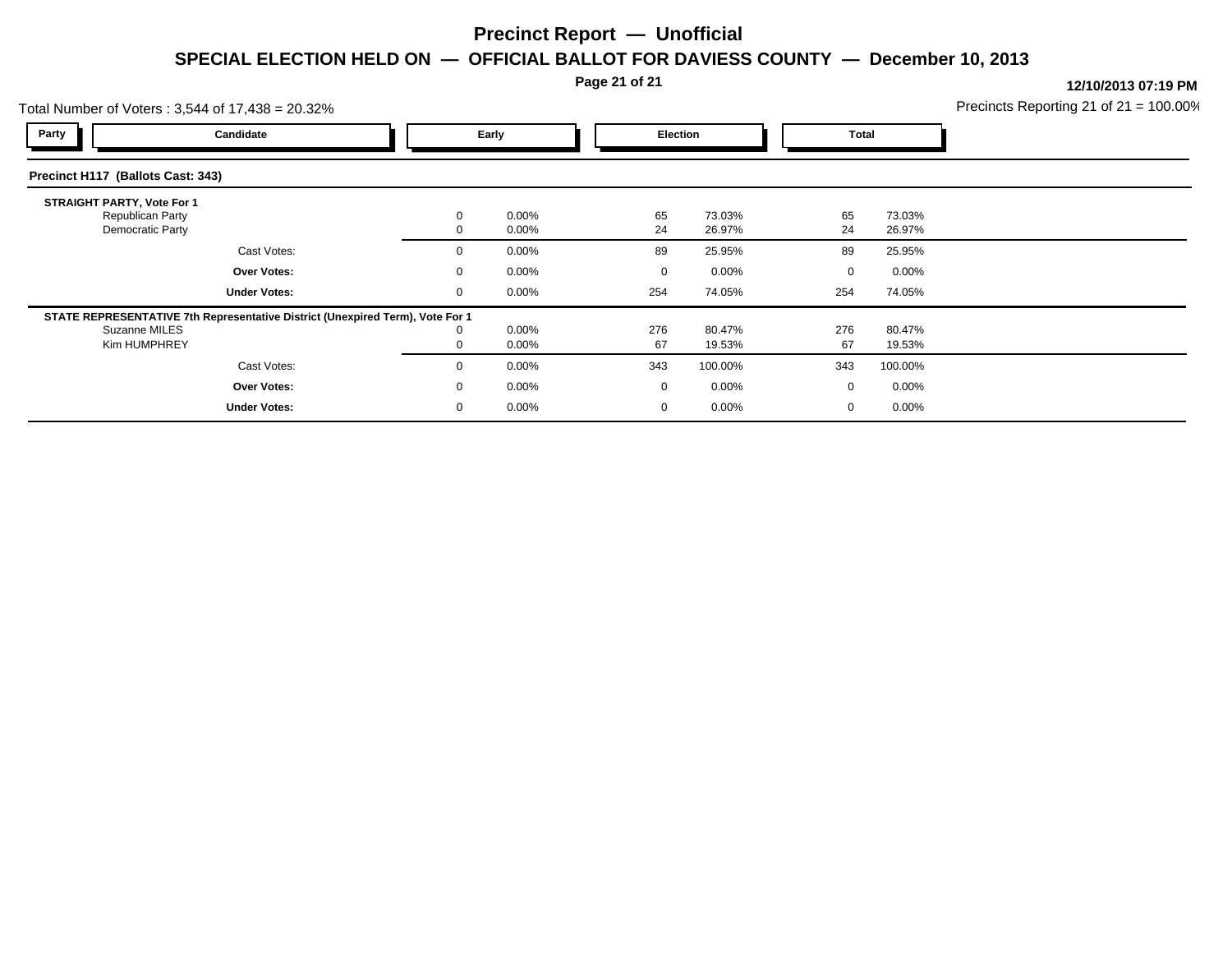# Precinct Report — Unofficial

## SPECIAL ELECTION HELD ON — OFFICIAL BALLOT FOR DAVIESS COUNTY — December 10, 2013

**12/10/2013 07:19 PM**

Total Number of Voters : 3,544 of 17,438 = 20.32%

Precincts Reporting 21 of 21 = 100.00%

### Precinct H117 (Ballots Cast: 343)

| Party | Candidate | Early | | Election | | Total | |
|---|---|---|---|---|---|---|---|
| | **STRAIGHT PARTY, Vote For 1** | | | | | | |
| | Republican Party | 0 | 0.00% | 65 | 73.03% | 65 | 73.03% |
| | Democratic Party | 0 | 0.00% | 24 | 26.97% | 24 | 26.97% |
| | Cast Votes: | 0 | 0.00% | 89 | 25.95% | 89 | 25.95% |
| | **Over Votes:** | 0 | 0.00% | 0 | 0.00% | 0 | 0.00% |
| | **Under Votes:** | 0 | 0.00% | 254 | 74.05% | 254 | 74.05% |
| | **STATE REPRESENTATIVE 7th Representative District (Unexpired Term), Vote For 1** | | | | | | |
| | Suzanne MILES | 0 | 0.00% | 276 | 80.47% | 276 | 80.47% |
| | Kim HUMPHREY | 0 | 0.00% | 67 | 19.53% | 67 | 19.53% |
| | Cast Votes: | 0 | 0.00% | 343 | 100.00% | 343 | 100.00% |
| | **Over Votes:** | 0 | 0.00% | 0 | 0.00% | 0 | 0.00% |
| | **Under Votes:** | 0 | 0.00% | 0 | 0.00% | 0 | 0.00% |